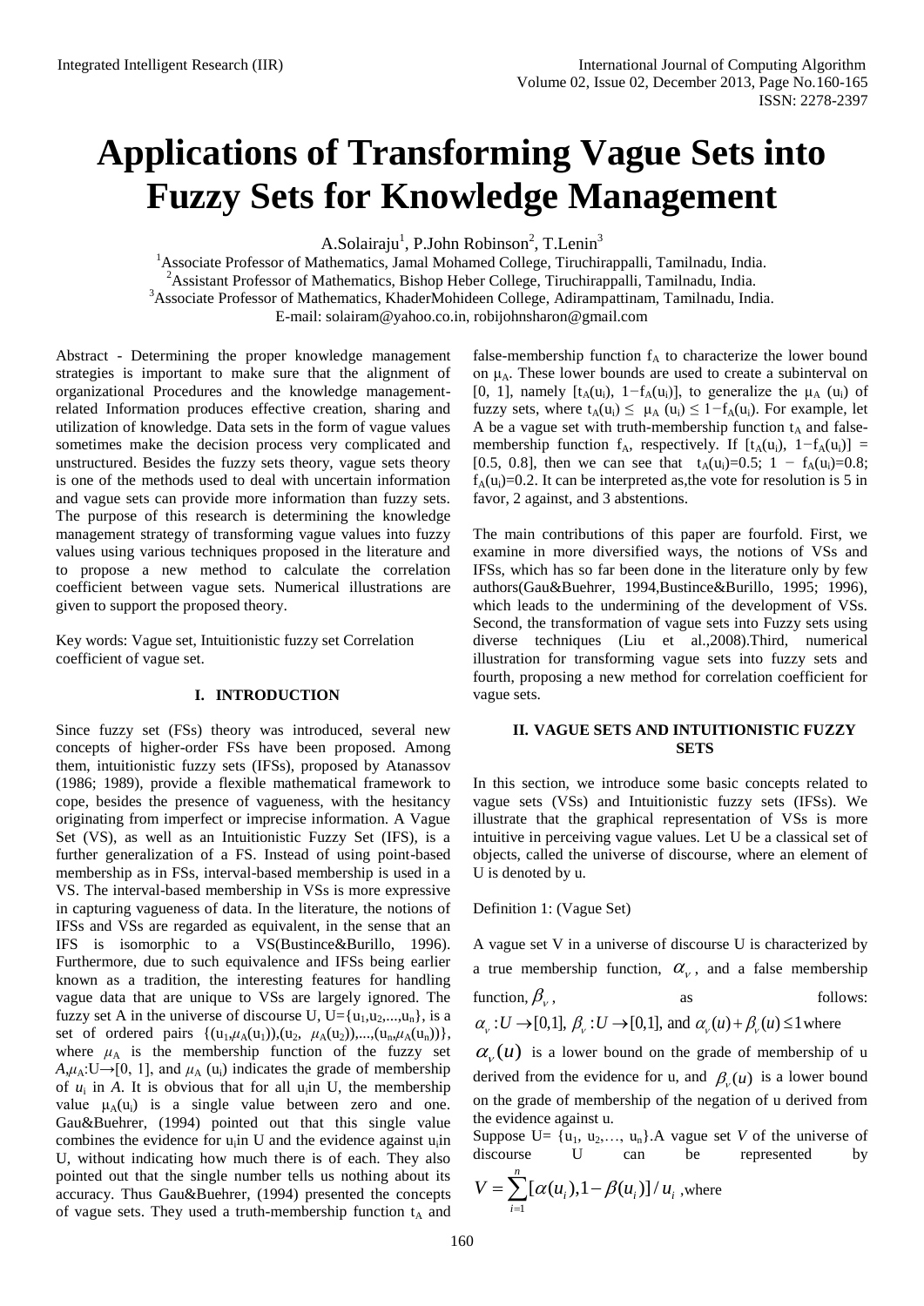# Applications of Transforming Vague Sets into Fuzzy Sets for Knowledge Management

A.Solairaju[1], P.John Robinson[2], T.Lenin[3]

[1]Associate Professor of Mathematics, Jamal Mohamed College, Tiruchirappalli, Tamilnadu, India.
[2]Assistant Professor of Mathematics, Bishop Heber College, Tiruchirappalli, Tamilnadu, India.
[3]Associate Professor of Mathematics, KhaderMohideen College, Adirampattinam, Tamilnadu, India.
E-mail: solairam@yahoo.co.in, robijohnsharon@gmail.com

Abstract - Determining the proper knowledge management strategies is important to make sure that the alignment of organizational Procedures and the knowledge management-related Information produces effective creation, sharing and utilization of knowledge. Data sets in the form of vague values sometimes make the decision process very complicated and unstructured. Besides the fuzzy sets theory, vague sets theory is one of the methods used to deal with uncertain information and vague sets can provide more information than fuzzy sets. The purpose of this research is determining the knowledge management strategy of transforming vague values into fuzzy values using various techniques proposed in the literature and to propose a new method to calculate the correlation coefficient between vague sets. Numerical illustrations are given to support the proposed theory.

Key words: Vague set, Intuitionistic fuzzy set Correlation coefficient of vague set.

## I. INTRODUCTION

Since fuzzy set (FSs) theory was introduced, several new concepts of higher-order FSs have been proposed. Among them, intuitionistic fuzzy sets (IFSs), proposed by Atanassov (1986; 1989), provide a flexible mathematical framework to cope, besides the presence of vagueness, with the hesitancy originating from imperfect or imprecise information. A Vague Set (VS), as well as an Intuitionistic Fuzzy Set (IFS), is a further generalization of a FS. Instead of using point-based membership as in FSs, interval-based membership is used in a VS. The interval-based membership in VSs is more expressive in capturing vagueness of data. In the literature, the notions of IFSs and VSs are regarded as equivalent, in the sense that an IFS is isomorphic to a VS(Bustince&Burillo, 1996). Furthermore, due to such equivalence and IFSs being earlier known as a tradition, the interesting features for handling vague data that are unique to VSs are largely ignored. The fuzzy set A in the universe of discourse U, $U=\{u_1,u_2,...,u_n\}$, is a set of ordered pairs $\{(u_1,\mu_A(u_1)),(u_2, \mu_A(u_2)),...,(u_n,\mu_A(u_n))\}$, where $\mu_A$ is the membership function of the fuzzy set $A$, $\mu_A:U\rightarrow[0, 1]$, and $\mu_A(u_i)$ indicates the grade of membership of $u_i$ in $A$. It is obvious that for all $u_i$in U, the membership value $\mu_A(u_i)$ is a single value between zero and one. Gau&Buehrer, (1994) pointed out that this single value combines the evidence for $u_i$in U and the evidence against $u_i$in U, without indicating how much there is of each. They also pointed out that the single number tells us nothing about its accuracy. Thus Gau&Buehrer, (1994) presented the concepts of vague sets. They used a truth-membership function $t_A$ and false-membership function $f_A$ to characterize the lower bound on $\mu_A$. These lower bounds are used to create a subinterval on [0, 1], namely $[t_A(u_i), 1-f_A(u_i)]$, to generalize the $\mu_A(u_i)$ of fuzzy sets, where $t_A(u_i) \leq \mu_A(u_i) \leq 1-f_A(u_i)$. For example, let A be a vague set with truth-membership function $t_A$ and false-membership function $f_A$, respectively. If $[t_A(u_i), 1-f_A(u_i)] = [0.5, 0.8]$, then we can see that $t_A(u_i)=0.5$; $1 - f_A(u_i)=0.8$; $f_A(u_i)=0.2$. It can be interpreted as,the vote for resolution is 5 in favor, 2 against, and 3 abstentions.

The main contributions of this paper are fourfold. First, we examine in more diversified ways, the notions of VSs and IFSs, which has so far been done in the literature only by few authors(Gau&Buehrer, 1994,Bustince&Burillo, 1995; 1996), which leads to the undermining of the development of VSs. Second, the transformation of vague sets into Fuzzy sets using diverse techniques (Liu et al.,2008).Third, numerical illustration for transforming vague sets into fuzzy sets and fourth, proposing a new method for correlation coefficient for vague sets.

## II. VAGUE SETS AND INTUITIONISTIC FUZZY SETS

In this section, we introduce some basic concepts related to vague sets (VSs) and Intuitionistic fuzzy sets (IFSs). We illustrate that the graphical representation of VSs is more intuitive in perceiving vague values. Let U be a classical set of objects, called the universe of discourse, where an element of U is denoted by u.

Definition 1: (Vague Set)

A vague set V in a universe of discourse U is characterized by a true membership function, $\alpha_v$, and a false membership function, $\beta_v$, as follows: $\alpha_v : U \rightarrow [0,1]$, $\beta_v : U \rightarrow [0,1]$, and $\alpha_v(u) + \beta_v(u) \leq 1$ where $\alpha_v(u)$ is a lower bound on the grade of membership of u derived from the evidence for u, and $\beta_v(u)$ is a lower bound on the grade of membership of the negation of u derived from the evidence against u.

Suppose $U= \{u_1, u_2,\dots, u_n\}$.A vague set *V* of the universe of discourse U can be represented by

$$V = \sum_{i=1}^{n} [\alpha(u_i), 1-\beta(u_i)]/u_i$$ ,where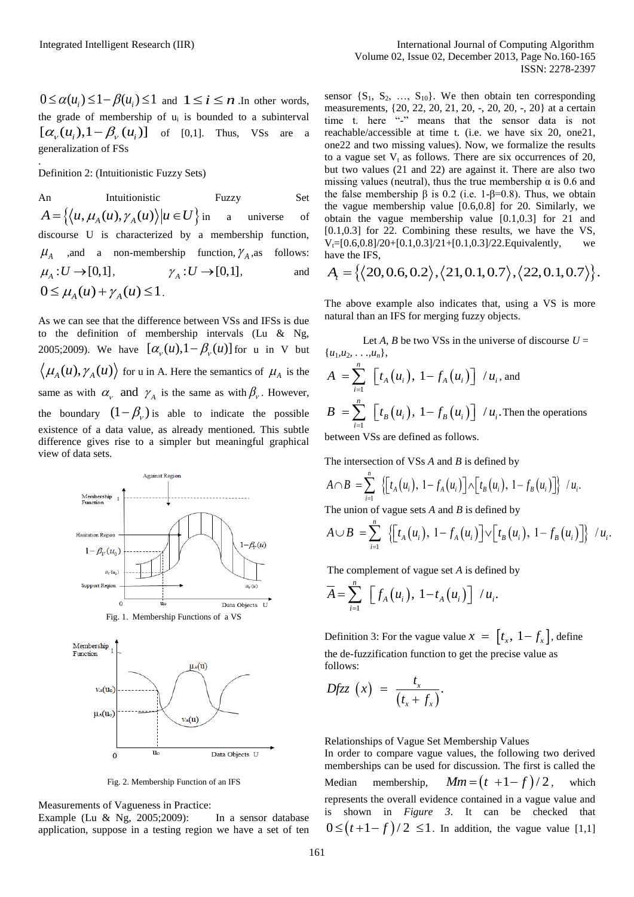$0 \le \alpha(u_i) \le 1-\beta(u_i) \le 1$ and $1 \le i \le n$ .In other words, the grade of membership of $u_i$ is bounded to a subinterval $[\alpha_v(u_i), 1-\beta_v(u_i)]$ of [0,1]. Thus, VSs are a generalization of FSs

.

Definition 2: (Intuitionistic Fuzzy Sets)

An Intuitionistic Fuzzy Set $A = \{\langle u, \mu_A(u), \gamma_A(u)\rangle | u \in U\}$ in a universe of discourse U is characterized by a membership function, $\mu_A$ ,and a non-membership function, $\gamma_A$,as follows: $\mu_A : U \to [0,1]$, $\gamma_A : U \to [0,1]$, and $0 \le \mu_A(u) + \gamma_A(u) \le 1$.

As we can see that the difference between VSs and IFSs is due to the definition of membership intervals (Lu & Ng, 2005;2009). We have $[\alpha_v(u), 1-\beta_v(u)]$ for u in V but $\langle \mu_A(u), \gamma_A(u)\rangle$ for u in A. Here the semantics of $\mu_A$ is the same as with $\alpha_v$ and $\gamma_A$ is the same as with $\beta_v$. However, the boundary $(1-\beta_v)$ is able to indicate the possible existence of a data value, as already mentioned. This subtle difference gives rise to a simpler but meaningful graphical view of data sets.

Fig. 1. Membership Functions of a VS

Fig. 2. Membership Function of an IFS

Measurements of Vagueness in Practice:
Example (Lu & Ng, 2005;2009): In a sensor database application, suppose in a testing region we have a set of ten sensor {$S_1$, $S_2$, …, $S_{10}$}. We then obtain ten corresponding measurements, {20, 22, 20, 21, 20, -, 20, 20, -, 20} at a certain time t. here "-" means that the sensor data is not reachable/accessible at time t. (i.e. we have six 20, one21, one22 and two missing values). Now, we formalize the results to a vague set $V_t$ as follows. There are six occurrences of 20, but two values (21 and 22) are against it. There are also two missing values (neutral), thus the true membership α is 0.6 and the false membership β is 0.2 (i.e. 1-β=0.8). Thus, we obtain the vague membership value [0.6,0.8] for 20. Similarly, we obtain the vague membership value [0.1,0.3] for 21 and [0.1,0.3] for 22. Combining these results, we have the VS, $V_t$=[0.6,0.8]/20+[0.1,0.3]/21+[0.1,0.3]/22.Equivalently, we have the IFS,

$$A_t = \{\langle 20, 0.6, 0.2\rangle, \langle 21, 0.1, 0.7\rangle, \langle 22, 0.1, 0.7\rangle\}.$$

The above example also indicates that, using a VS is more natural than an IFS for merging fuzzy objects.

Let *A*, *B* be two VSs in the universe of discourse $U = \{u_1, u_2, \ldots, u_n\}$,

$$A = \sum_{i=1}^{n} \left[ t_A(u_i),\ 1 - f_A(u_i) \right] / u_i \text{, and}$$

$$B = \sum_{i=1}^{n} \left[ t_B(u_i),\ 1 - f_B(u_i) \right] / u_i \text{.}$$

Then the operations between VSs are defined as follows.

The intersection of VSs *A* and *B* is defined by

$$A \cap B = \sum_{i=1}^{n} \left\{ \left[ t_A(u_i),\ 1 - f_A(u_i) \right] \wedge \left[ t_B(u_i),\ 1 - f_B(u_i) \right] \right\} / u_i.$$

The union of vague sets *A* and *B* is defined by

$$A \cup B = \sum_{i=1}^{n} \left\{ \left[ t_A(u_i),\ 1 - f_A(u_i) \right] \vee \left[ t_B(u_i),\ 1 - f_B(u_i) \right] \right\} / u_i.$$

The complement of vague set *A* is defined by

$$\bar{A} = \sum_{i=1}^{n} \left[ f_A(u_i),\ 1 - t_A(u_i) \right] / u_i.$$

Definition 3: For the vague value $x = [t_x,\ 1 - f_x]$, define the de-fuzzification function to get the precise value as follows:

$$Dfzz\ (x) = \frac{t_x}{(t_x + f_x)}.$$

Relationships of Vague Set Membership Values
In order to compare vague values, the following two derived memberships can be used for discussion. The first is called the Median membership, $Mm = (t + 1 - f)/2$, which represents the overall evidence contained in a vague value and is shown in *Figure 3*. It can be checked that $0 \le (t + 1 - f)/2 \le 1$. In addition, the vague value [1,1]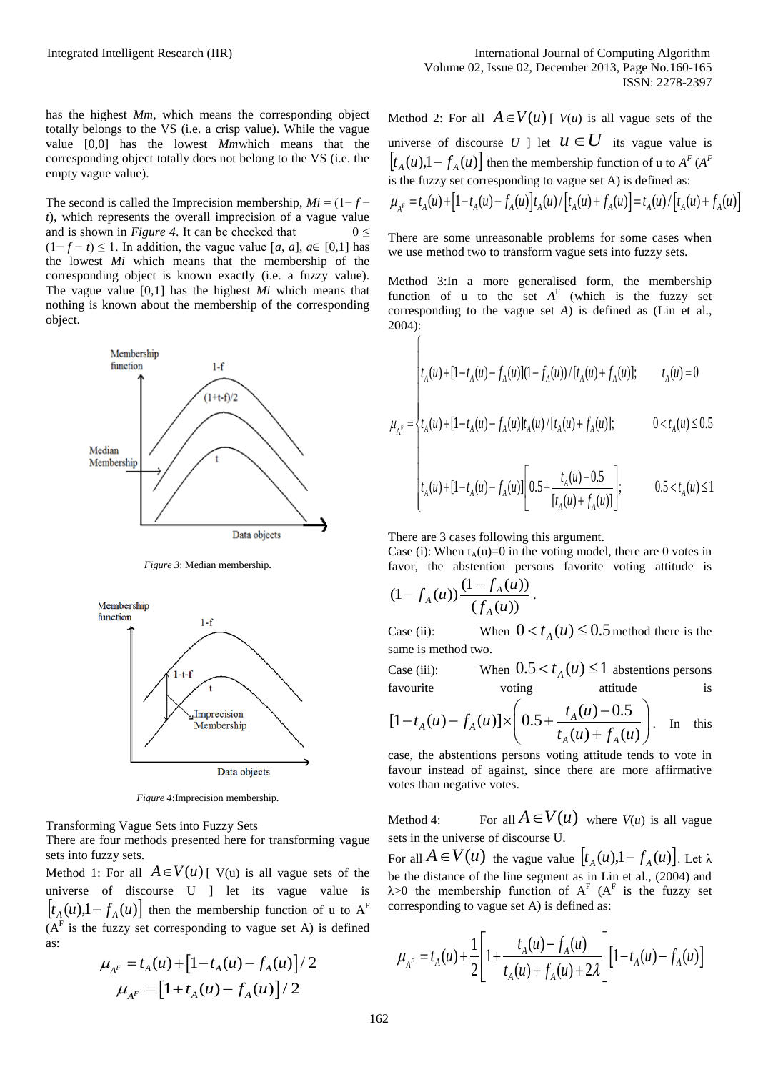has the highest *Mm*, which means the corresponding object totally belongs to the VS (i.e. a crisp value). While the vague value [0,0] has the lowest *Mm*which means that the corresponding object totally does not belong to the VS (i.e. the empty vague value).

The second is called the Imprecision membership, $Mi = (1- f - t)$, which represents the overall imprecision of a vague value and is shown in *Figure 4*. It can be checked that $0 \leq (1- f - t) \leq 1$. In addition, the vague value $[a, a]$, $a \in [0,1]$ has the lowest *Mi* which means that the membership of the corresponding object is known exactly (i.e. a fuzzy value). The vague value [0,1] has the highest *Mi* which means that nothing is known about the membership of the corresponding object.

*Figure 3*: Median membership.

*Figure 4*:Imprecision membership.

Transforming Vague Sets into Fuzzy Sets

There are four methods presented here for transforming vague sets into fuzzy sets.

Method 1: For all $A \in V(u)$ [ V(u) is all vague sets of the universe of discourse U ] let its vague value is $[t_A(u), 1- f_A(u)]$ then the membership function of u to $A^F$ ($A^F$ is the fuzzy set corresponding to vague set A) is defined as:

$$\mu_{A^F} = t_A(u) + [1 - t_A(u) - f_A(u)]/2$$

$$\mu_{A^F} = [1 + t_A(u) - f_A(u)]/2$$

Method 2: For all $A \in V(u)$ [ $V(u)$ is all vague sets of the universe of discourse $U$ ] let $u \in U$ its vague value is $[t_A(u), 1- f_A(u)]$ then the membership function of u to $A^F$ ($A^F$ is the fuzzy set corresponding to vague set A) is defined as:

$$\mu_{A^F} = t_A(u) + [1 - t_A(u) - f_A(u)] t_A(u) / [t_A(u) + f_A(u)] = t_A(u) / [t_A(u) + f_A(u)]$$

There are some unreasonable problems for some cases when we use method two to transform vague sets into fuzzy sets.

Method 3:In a more generalised form, the membership function of u to the set $A^F$ (which is the fuzzy set corresponding to the vague set *A*) is defined as (Lin et al., 2004):

$$\mu_{A^F} = \begin{cases} t_A(u) + [1 - t_A(u) - f_A(u)](1 - f_A(u)) / [t_A(u) + f_A(u)]; & t_A(u) = 0 \\ t_A(u) + [1 - t_A(u) - f_A(u)] t_A(u) / [t_A(u) + f_A(u)]; & 0 < t_A(u) \leq 0.5 \\ t_A(u) + [1 - t_A(u) - f_A(u)] \left[ 0.5 + \dfrac{t_A(u) - 0.5}{[t_A(u) + f_A(u)]} \right]; & 0.5 < t_A(u) \leq 1 \end{cases}$$

There are 3 cases following this argument.

Case (i): When $t_A(u)=0$ in the voting model, there are 0 votes in favor, the abstention persons favorite voting attitude is $(1- f_A(u)) \dfrac{(1- f_A(u))}{(f_A(u))}$.

Case (ii): When $0 < t_A(u) \leq 0.5$ method there is the same is method two.

Case (iii): When $0.5 < t_A(u) \leq 1$ abstentions persons favourite voting attitude is $[1 - t_A(u) - f_A(u)] \times \left( 0.5 + \dfrac{t_A(u) - 0.5}{t_A(u) + f_A(u)} \right)$. In this case, the abstentions persons voting attitude tends to vote in favour instead of against, since there are more affirmative votes than negative votes.

Method 4: For all $A \in V(u)$ where $V(u)$ is all vague sets in the universe of discourse U.

For all $A \in V(u)$ the vague value $[t_A(u), 1- f_A(u)]$. Let $\lambda$ be the distance of the line segment as in Lin et al., (2004) and $\lambda > 0$ the membership function of $A^F$ ($A^F$ is the fuzzy set corresponding to vague set A) is defined as:

$$\mu_{A^F} = t_A(u) + \frac{1}{2} \left[ 1 + \frac{t_A(u) - f_A(u)}{t_A(u) + f_A(u) + 2\lambda} \right] [1 - t_A(u) - f_A(u)]$$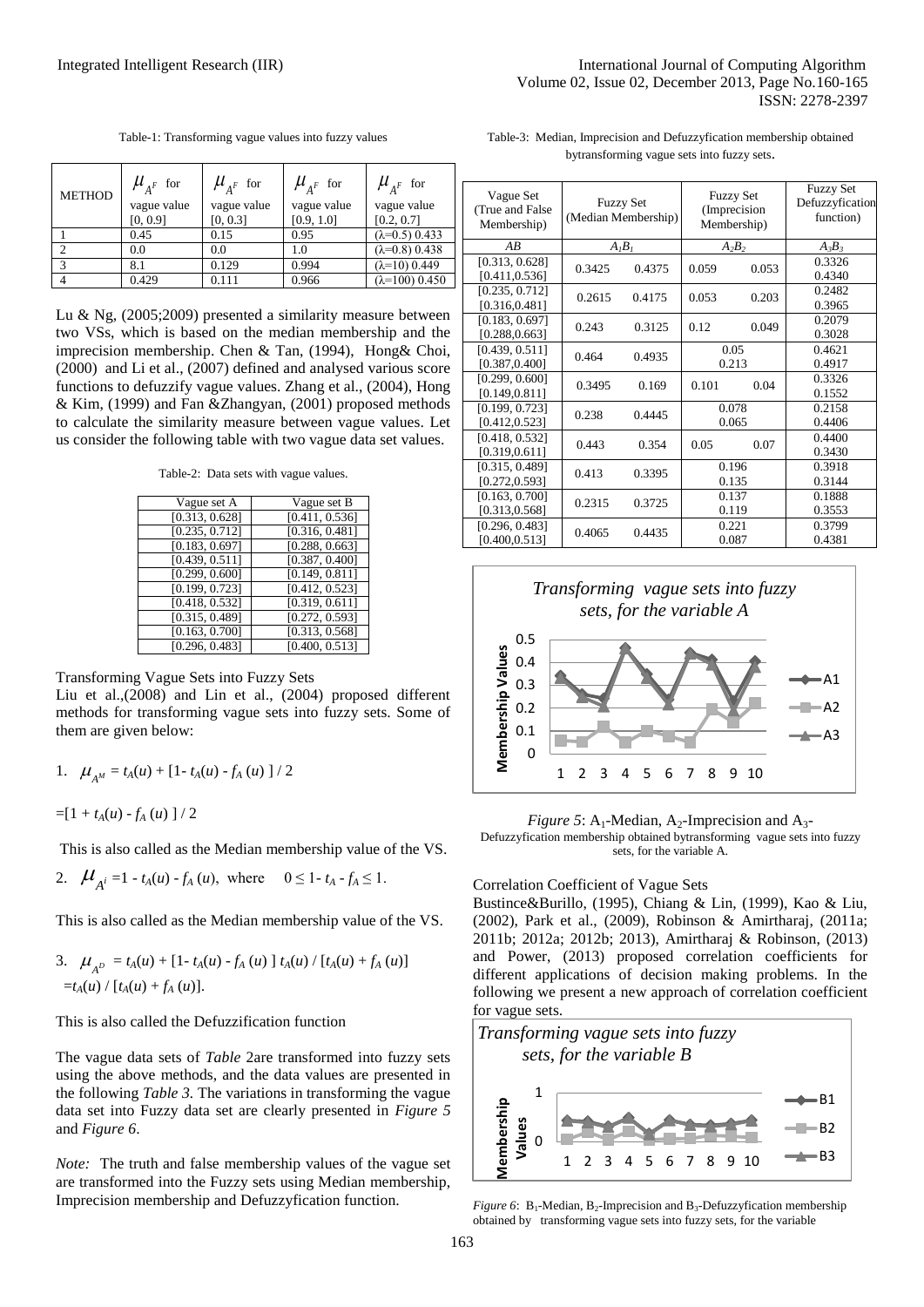Table-1: Transforming vague values into fuzzy values

| METHOD | $\mu_{A^F}$ for vague value [0, 0.9] | $\mu_{A^F}$ for vague value [0, 0.3] | $\mu_{A^F}$ for vague value [0.9, 1.0] | $\mu_{A^F}$ for vague value [0.2, 0.7] |
|---|---|---|---|---|
| 1 | 0.45 | 0.15 | 0.95 | ($\lambda$=0.5) 0.433 |
| 2 | 0.0 | 0.0 | 1.0 | ($\lambda$=0.8) 0.438 |
| 3 | 8.1 | 0.129 | 0.994 | ($\lambda$=10) 0.449 |
| 4 | 0.429 | 0.111 | 0.966 | ($\lambda$=100) 0.450 |

Lu & Ng, (2005;2009) presented a similarity measure between two VSs, which is based on the median membership and the imprecision membership. Chen & Tan, (1994), Hong& Choi, (2000) and Li et al., (2007) defined and analysed various score functions to defuzzify vague values. Zhang et al., (2004), Hong & Kim, (1999) and Fan &Zhangyan, (2001) proposed methods to calculate the similarity measure between vague values. Let us consider the following table with two vague data set values.

Table-2: Data sets with vague values.

| Vague set A | Vague set B |
|---|---|
| [0.313, 0.628] | [0.411, 0.536] |
| [0.235, 0.712] | [0.316, 0.481] |
| [0.183, 0.697] | [0.288, 0.663] |
| [0.439, 0.511] | [0.387, 0.400] |
| [0.299, 0.600] | [0.149, 0.811] |
| [0.199, 0.723] | [0.412, 0.523] |
| [0.418, 0.532] | [0.319, 0.611] |
| [0.315, 0.489] | [0.272, 0.593] |
| [0.163, 0.700] | [0.313, 0.568] |
| [0.296, 0.483] | [0.400, 0.513] |

Transforming Vague Sets into Fuzzy Sets

Liu et al.,(2008) and Lin et al., (2004) proposed different methods for transforming vague sets into fuzzy sets. Some of them are given below:

1. $\mu_{A^M} = t_A(u) + [1- t_A(u) - f_A(u)] / 2$

$=[1 + t_A(u) - f_A(u)] / 2$

This is also called as the Median membership value of the VS.

2. $\mu_{A^i} = 1 - t_A(u) - f_A(u)$, where $0 \le 1- t_A - f_A \le 1$.

This is also called as the Median membership value of the VS.

3. $\mu_{A^D} = t_A(u) + [1- t_A(u) - f_A(u)]\, t_A(u) / [t_A(u) + f_A(u)]$

$=t_A(u) / [t_A(u) + f_A(u)]$.

This is also called the Defuzzification function

The vague data sets of *Table* 2are transformed into fuzzy sets using the above methods, and the data values are presented in the following *Table 3*. The variations in transforming the vague data set into Fuzzy data set are clearly presented in *Figure 5* and *Figure 6*.

*Note:* The truth and false membership values of the vague set are transformed into the Fuzzy sets using Median membership, Imprecision membership and Defuzzyfication function.

Table-3: Median, Imprecision and Defuzzyfication membership obtained bytransforming vague sets into fuzzy sets.

| Vague Set (True and False Membership) | Fuzzy Set (Median Membership) | | Fuzzy Set (Imprecision Membership) | | Fuzzy Set Defuzzyfication function) |
|---|---|---|---|---|---|
| *AB* | $A_1B_1$ | | $A_2B_2$ | | $A_3B_3$ |
| [0.313, 0.628] [0.411,0.536] | 0.3425 | 0.4375 | 0.059 | 0.053 | 0.3326 0.4340 |
| [0.235, 0.712] [0.316,0.481] | 0.2615 | 0.4175 | 0.053 | 0.203 | 0.2482 0.3965 |
| [0.183, 0.697] [0.288,0.663] | 0.243 | 0.3125 | 0.12 | 0.049 | 0.2079 0.3028 |
| [0.439, 0.511] [0.387,0.400] | 0.464 | 0.4935 | 0.05 0.213 | | 0.4621 0.4917 |
| [0.299, 0.600] [0.149,0.811] | 0.3495 | 0.169 | 0.101 | 0.04 | 0.3326 0.1552 |
| [0.199, 0.723] [0.412,0.523] | 0.238 | 0.4445 | 0.078 0.065 | | 0.2158 0.4406 |
| [0.418, 0.532] [0.319,0.611] | 0.443 | 0.354 | 0.05 | 0.07 | 0.4400 0.3430 |
| [0.315, 0.489] [0.272,0.593] | 0.413 | 0.3395 | 0.196 0.135 | | 0.3918 0.3144 |
| [0.163, 0.700] [0.313,0.568] | 0.2315 | 0.3725 | 0.137 0.119 | | 0.1888 0.3553 |
| [0.296, 0.483] [0.400,0.513] | 0.4065 | 0.4435 | 0.221 0.087 | | 0.3799 0.4381 |

*Figure 5*: $A_1$-Median, $A_2$-Imprecision and $A_3$-Defuzzyfication membership obtained bytransforming vague sets into fuzzy sets, for the variable A.

Correlation Coefficient of Vague Sets

Bustince&Burillo, (1995), Chiang & Lin, (1999), Kao & Liu, (2002), Park et al., (2009), Robinson & Amirtharaj, (2011a; 2011b; 2012a; 2012b; 2013), Amirtharaj & Robinson, (2013) and Power, (2013) proposed correlation coefficients for different applications of decision making problems. In the following we present a new approach of correlation coefficient for vague sets.

*Figure 6*: $B_1$-Median, $B_2$-Imprecision and $B_3$-Defuzzyfication membership obtained by transforming vague sets into fuzzy sets, for the variable B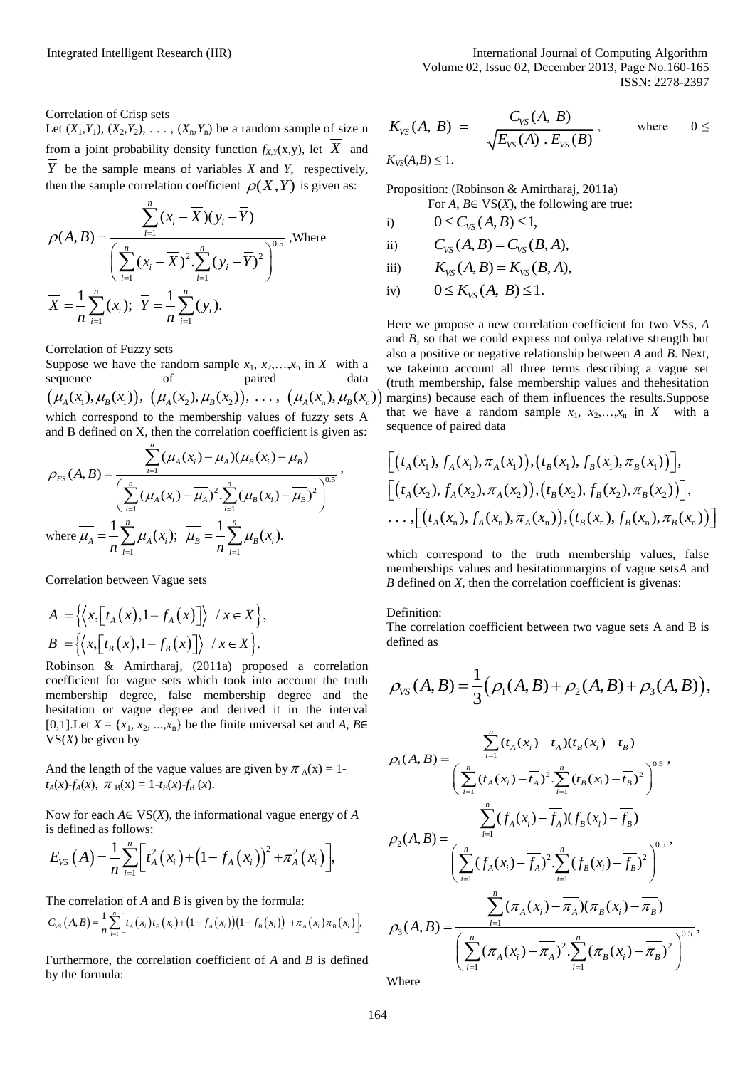Correlation of Crisp sets

Let $(X_1,Y_1)$, $(X_2,Y_2)$, . . . , $(X_n,Y_n)$ be a random sample of size n from a joint probability density function $f_{X,Y}(x,y)$, let $\overline{X}$ and $\overline{Y}$ be the sample means of variables $X$ and $Y$, respectively, then the sample correlation coefficient $\rho(X,Y)$ is given as:

$$\rho(A,B)=\frac{\sum_{i=1}^{n}(x_i-\overline{X})(y_i-\overline{Y})}{\left(\sum_{i=1}^{n}(x_i-\overline{X})^2.\sum_{i=1}^{n}(y_i-\overline{Y})^2\right)^{0.5}}, \text{Where}$$

$$\overline{X}=\frac{1}{n}\sum_{i=1}^{n}(x_i);\ \overline{Y}=\frac{1}{n}\sum_{i=1}^{n}(y_i).$$

Correlation of Fuzzy sets

Suppose we have the random sample $x_1, x_2,\ldots,x_n$ in $X$ with a sequence of paired data $(\mu_A(x_1),\mu_B(x_1)),\ (\mu_A(x_2),\mu_B(x_2)),\ \ldots,\ (\mu_A(x_n),\mu_B(x_n))$ which correspond to the membership values of fuzzy sets A and B defined on X, then the correlation coefficient is given as:

$$\rho_{FS}(A,B)=\frac{\sum_{i=1}^{n}(\mu_A(x_i)-\overline{\mu_A})(\mu_B(x_i)-\overline{\mu_B})}{\left(\sum_{i=1}^{n}(\mu_A(x_i)-\overline{\mu_A})^2.\sum_{i=1}^{n}(\mu_B(x_i)-\overline{\mu_B})^2\right)^{0.5}},$$

where $\overline{\mu_A}=\frac{1}{n}\sum_{i=1}^{n}\mu_A(x_i);\ \overline{\mu_B}=\frac{1}{n}\sum_{i=1}^{n}\mu_B(x_i).$

Correlation between Vague sets

$$A=\left\{\left\langle x,\left[t_A(x),1-f_A(x)\right]\right\rangle\ /\ x\in X\right\},$$
$$B=\left\{\left\langle x,\left[t_B(x),1-f_B(x)\right]\right\rangle\ /\ x\in X\right\}.$$

Robinson & Amirtharaj, (2011a) proposed a correlation coefficient for vague sets which took into account the truth membership degree, false membership degree and the hesitation or vague degree and derived it in the interval [0,1].Let $X = \{x_1, x_2, ...,x_n\}$ be the finite universal set and $A, B\in$ VS($X$) be given by

And the length of the vague values are given by $\pi_A(x) = 1-t_A(x)-f_A(x)$, $\pi_B(x) = 1-t_B(x)-f_B(x)$.

Now for each $A\in$ VS($X$), the informational vague energy of $A$ is defined as follows:

$$E_{VS}(A)=\frac{1}{n}\sum_{i=1}^{n}\left[t_A^2(x_i)+\left(1-f_A(x_i)\right)^2+\pi_A^2(x_i)\right],$$

The correlation of $A$ and $B$ is given by the formula:

$$C_{VS}(A,B)=\frac{1}{n}\sum_{i=1}^{n}\left[t_A(x_i)t_B(x_i)+\left(1-f_A(x_i)\right)\left(1-f_B(x_i)\right)+\pi_A(x_i)\pi_B(x_i)\right],$$

Furthermore, the correlation coefficient of $A$ and $B$ is defined by the formula:

$$K_{VS}(A,B)=\frac{C_{VS}(A,B)}{\sqrt{E_{VS}(A).E_{VS}(B)}},\quad \text{where}\quad 0\le K_{VS}(A,B)\le 1.$$

Proposition: (Robinson & Amirtharaj, 2011a)

For $A, B\in$ VS($X$), the following are true:

i) $0\le C_{VS}(A,B)\le 1,$

ii) $C_{VS}(A,B)=C_{VS}(B,A),$

iii) $K_{VS}(A,B)=K_{VS}(B,A),$

iv) $0\le K_{VS}(A,B)\le 1.$

Here we propose a new correlation coefficient for two VSs, $A$ and $B$, so that we could express not onlya relative strength but also a positive or negative relationship between $A$ and $B$. Next, we takeinto account all three terms describing a vague set (truth membership, false membership values and thehesitation margins) because each of them influences the results.Suppose that we have a random sample $x_1, x_2,\ldots,x_n$ in $X$ with a sequence of paired data

$$\left[\left(t_A(x_1),f_A(x_1),\pi_A(x_1)\right),\left(t_B(x_1),f_B(x_1),\pi_B(x_1)\right)\right],$$
$$\left[\left(t_A(x_2),f_A(x_2),\pi_A(x_2)\right),\left(t_B(x_2),f_B(x_2),\pi_B(x_2)\right)\right],$$
$$\ldots,\left[\left(t_A(x_n),f_A(x_n),\pi_A(x_n)\right),\left(t_B(x_n),f_B(x_n),\pi_B(x_n)\right)\right]$$

which correspond to the truth membership values, false memberships values and hesitationmargins of vague sets$A$ and $B$ defined on $X$, then the correlation coefficient is givenas:

Definition:

The correlation coefficient between two vague sets A and B is defined as

$$\rho_{VS}(A,B)=\frac{1}{3}\left(\rho_1(A,B)+\rho_2(A,B)+\rho_3(A,B)\right),$$

$$\rho_1(A,B)=\frac{\sum_{i=1}^{n}(t_A(x_i)-\overline{t}_A)(t_B(x_i)-\overline{t}_B)}{\left(\sum_{i=1}^{n}(t_A(x_i)-\overline{t}_A)^2.\sum_{i=1}^{n}(t_B(x_i)-\overline{t}_B)^2\right)^{0.5}},$$

$$\rho_2(A,B)=\frac{\sum_{i=1}^{n}(f_A(x_i)-\overline{f}_A)(f_B(x_i)-\overline{f}_B)}{\left(\sum_{i=1}^{n}(f_A(x_i)-\overline{f}_A)^2.\sum_{i=1}^{n}(f_B(x_i)-\overline{f}_B)^2\right)^{0.5}},$$

$$\rho_3(A,B)=\frac{\sum_{i=1}^{n}(\pi_A(x_i)-\overline{\pi}_A)(\pi_B(x_i)-\overline{\pi}_B)}{\left(\sum_{i=1}^{n}(\pi_A(x_i)-\overline{\pi}_A)^2.\sum_{i=1}^{n}(\pi_B(x_i)-\overline{\pi}_B)^2\right)^{0.5}},$$

Where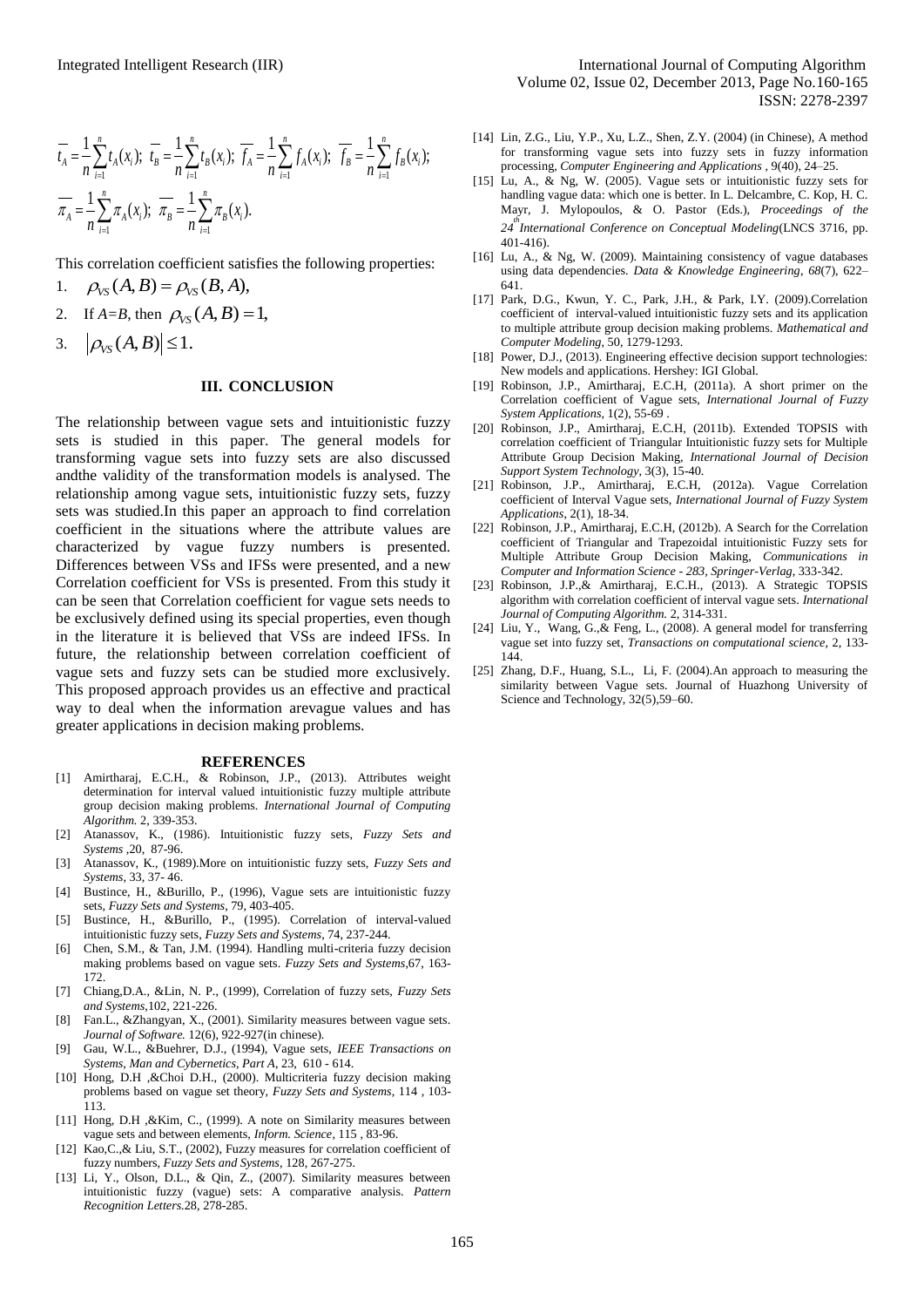$$\overline{t_A} = \frac{1}{n}\sum_{i=1}^{n} t_A(x_i);\ \overline{t_B} = \frac{1}{n}\sum_{i=1}^{n} t_B(x_i);\ \overline{f_A} = \frac{1}{n}\sum_{i=1}^{n} f_A(x_i);\ \overline{f_B} = \frac{1}{n}\sum_{i=1}^{n} f_B(x_i);$$

$$\overline{\pi_A} = \frac{1}{n}\sum_{i=1}^{n} \pi_A(x_i);\ \overline{\pi_B} = \frac{1}{n}\sum_{i=1}^{n} \pi_B(x_i).$$

This correlation coefficient satisfies the following properties:

1. $\rho_{VS}(A,B) = \rho_{VS}(B,A),$
2. If $A=B$, then $\rho_{VS}(A,B) = 1,$
3. $|\rho_{VS}(A,B)| \leq 1.$

## III. CONCLUSION

The relationship between vague sets and intuitionistic fuzzy sets is studied in this paper. The general models for transforming vague sets into fuzzy sets are also discussed andthe validity of the transformation models is analysed. The relationship among vague sets, intuitionistic fuzzy sets, fuzzy sets was studied.In this paper an approach to find correlation coefficient in the situations where the attribute values are characterized by vague fuzzy numbers is presented. Differences between VSs and IFSs were presented, and a new Correlation coefficient for VSs is presented. From this study it can be seen that Correlation coefficient for vague sets needs to be exclusively defined using its special properties, even though in the literature it is believed that VSs are indeed IFSs. In future, the relationship between correlation coefficient of vague sets and fuzzy sets can be studied more exclusively. This proposed approach provides us an effective and practical way to deal when the information arevague values and has greater applications in decision making problems.

## REFERENCES

[1] Amirtharaj, E.C.H., & Robinson, J.P., (2013). Attributes weight determination for interval valued intuitionistic fuzzy multiple attribute group decision making problems. *International Journal of Computing Algorithm.* 2, 339-353.

[2] Atanassov, K., (1986). Intuitionistic fuzzy sets, *Fuzzy Sets and Systems* ,20, 87-96.

[3] Atanassov, K., (1989).More on intuitionistic fuzzy sets, *Fuzzy Sets and Systems*, 33, 37- 46.

[4] Bustince, H., &Burillo, P., (1996), Vague sets are intuitionistic fuzzy sets, *Fuzzy Sets and Systems*, 79, 403-405.

[5] Bustince, H., &Burillo, P., (1995). Correlation of interval-valued intuitionistic fuzzy sets, *Fuzzy Sets and Systems*, 74, 237-244.

[6] Chen, S.M., & Tan, J.M. (1994). Handling multi-criteria fuzzy decision making problems based on vague sets. *Fuzzy Sets and Systems*,67, 163-172.

[7] Chiang,D.A., &Lin, N. P., (1999), Correlation of fuzzy sets, *Fuzzy Sets and Systems*,102, 221-226.

[8] Fan.L., &Zhangyan, X., (2001). Similarity measures between vague sets. *Journal of Software.* 12(6), 922-927(in chinese).

[9] Gau, W.L., &Buehrer, D.J., (1994), Vague sets, *IEEE Transactions on Systems, Man and Cybernetics, Part A*, 23, 610 - 614.

[10] Hong, D.H ,&Choi D.H., (2000). Multicriteria fuzzy decision making problems based on vague set theory, *Fuzzy Sets and Systems*, 114 , 103-113.

[11] Hong, D.H ,&Kim, C., (1999). A note on Similarity measures between vague sets and between elements, *Inform. Science*, 115 , 83-96.

[12] Kao,C.,& Liu, S.T., (2002), Fuzzy measures for correlation coefficient of fuzzy numbers, *Fuzzy Sets and Systems*, 128, 267-275.

[13] Li, Y., Olson, D.L., & Qin, Z., (2007). Similarity measures between intuitionistic fuzzy (vague) sets: A comparative analysis. *Pattern Recognition Letters.*28, 278-285.

[14] Lin, Z.G., Liu, Y.P., Xu, L.Z., Shen, Z.Y. (2004) (in Chinese), A method for transforming vague sets into fuzzy sets in fuzzy information processing, *Computer Engineering and Applications* , 9(40), 24–25.

[15] Lu, A., & Ng, W. (2005). Vague sets or intuitionistic fuzzy sets for handling vague data: which one is better. In L. Delcambre, C. Kop, H. C. Mayr, J. Mylopoulos, & O. Pastor (Eds.), *Proceedings of the 24th International Conference on Conceptual Modeling*(LNCS 3716, pp. 401-416).

[16] Lu, A., & Ng, W. (2009). Maintaining consistency of vague databases using data dependencies. *Data & Knowledge Engineering*, *68*(7), 622–641.

[17] Park, D.G., Kwun, Y. C., Park, J.H., & Park, I.Y. (2009).Correlation coefficient of interval-valued intuitionistic fuzzy sets and its application to multiple attribute group decision making problems. *Mathematical and Computer Modeling*, 50, 1279-1293.

[18] Power, D.J., (2013). Engineering effective decision support technologies: New models and applications. Hershey: IGI Global.

[19] Robinson, J.P., Amirtharaj, E.C.H, (2011a). A short primer on the Correlation coefficient of Vague sets, *International Journal of Fuzzy System Applications*, 1(2), 55-69 .

[20] Robinson, J.P., Amirtharaj, E.C.H, (2011b). Extended TOPSIS with correlation coefficient of Triangular Intuitionistic fuzzy sets for Multiple Attribute Group Decision Making, *International Journal of Decision Support System Technology*, 3(3), 15-40.

[21] Robinson, J.P., Amirtharaj, E.C.H, (2012a). Vague Correlation coefficient of Interval Vague sets, *International Journal of Fuzzy System Applications*, 2(1), 18-34.

[22] Robinson, J.P., Amirtharaj, E.C.H, (2012b). A Search for the Correlation coefficient of Triangular and Trapezoidal intuitionistic Fuzzy sets for Multiple Attribute Group Decision Making, *Communications in Computer and Information Science - 283, Springer-Verlag*, 333-342.

[23] Robinson, J.P.,& Amirtharaj, E.C.H., (2013). A Strategic TOPSIS algorithm with correlation coefficient of interval vague sets. *International Journal of Computing Algorithm.* 2, 314-331.

[24] Liu, Y., Wang, G.,& Feng, L., (2008). A general model for transferring vague set into fuzzy set, *Transactions on computational science*, 2, 133-144.

[25] Zhang, D.F., Huang, S.L., Li, F. (2004).An approach to measuring the similarity between Vague sets. Journal of Huazhong University of Science and Technology, 32(5),59–60.